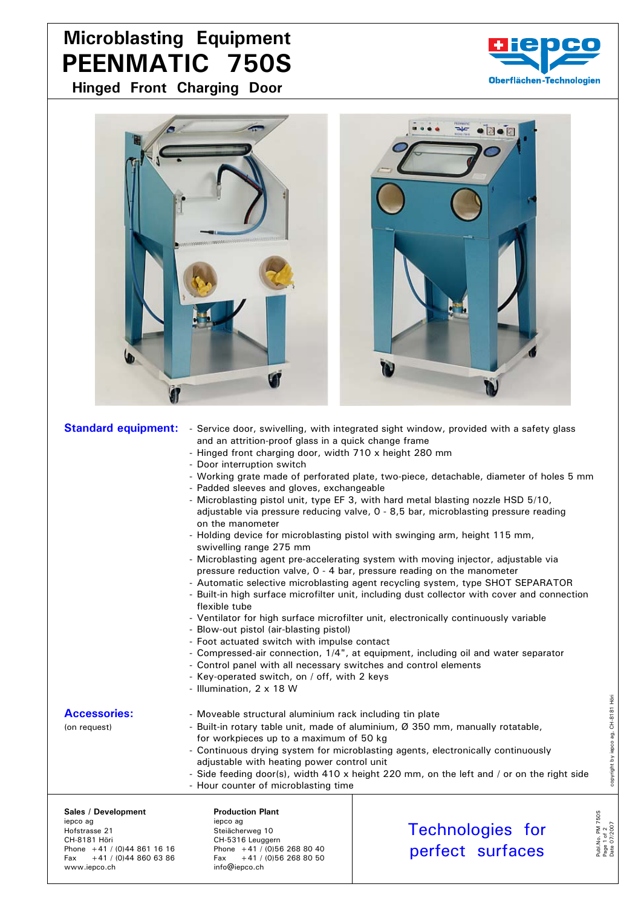# Microblasting Equipment

# PEENMATIC 750S

## Hinged Front Charging Door

iepco Oberflächen-Technologien

**Standard equipment:**

- Service door, swivelling, with integrated sight window, provided with a safety glass and an attrition-proof glass in a quick change frame
- Hinged front charging door, width 710 x height 280 mm
- Door interruption switch
- Working grate made of perforated plate, two-piece, detachable, diameter of holes 5 mm
- Padded sleeves and gloves, exchangeable
- Microblasting pistol unit, type EF 3, with hard metal blasting nozzle HSD 5/10, adjustable via pressure reducing valve, 0 - 8,5 bar, microblasting pressure reading on the manometer
- Holding device for microblasting pistol with swinging arm, height 115 mm, swivelling range 275 mm
- Microblasting agent pre-accelerating system with moving injector, adjustable via pressure reduction valve, 0 - 4 bar, pressure reading on the manometer
- Automatic selective microblasting agent recycling system, type SHOT SEPARATOR
- Built-in high surface microfilter unit, including dust collector with cover and connection flexible tube
- Ventilator for high surface microfilter unit, electronically continuously variable
- Blow-out pistol (air-blasting pistol)
- Foot actuated switch with impulse contact
- Compressed-air connection, 1/4", at equipment, including oil and water separator
- Control panel with all necessary switches and control elements
- Key-operated switch, on / off, with 2 keys
- Illumination, 2 x 18 W

**Accessories:**
(on request)

- Moveable structural aluminium rack including tin plate
- Built-in rotary table unit, made of aluminium, Ø 350 mm, manually rotatable, for workpieces up to a maximum of 50 kg
- Continuous drying system for microblasting agents, electronically continuously adjustable with heating power control unit
- Side feeding door(s), width 410 x height 220 mm, on the left and / or on the right side
- Hour counter of microblasting time

copyright by iepco ag, CH-8181 Höri

**Sales / Development**
iepco ag
Hofstrasse 21
CH-8181 Höri
Phone +41 / (0)44 861 16 16
Fax +41 / (0)44 860 63 86
www.iepco.ch

**Production Plant**
iepco ag
Steiächerweg 10
CH-5316 Leuggern
Phone +41 / (0)56 268 80 40
Fax +41 / (0)56 268 80 50
info@iepco.ch

Technologies for perfect surfaces

Publ.No. PM 750S
Date 07/2007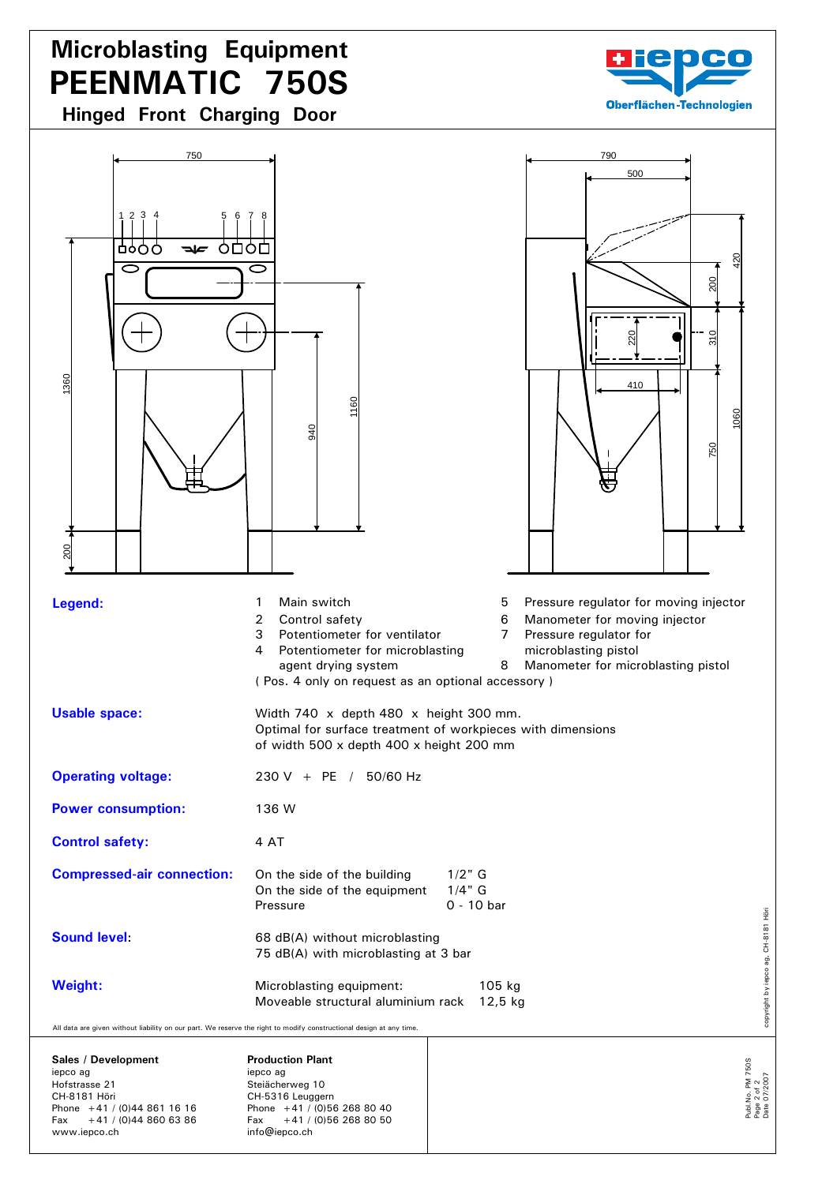# Microblasting Equipment
# PEENMATIC 750S
## Hinged Front Charging Door

iepco
Oberflächen-Technologien

750
1 2 3 4
5 6 7 8
1360
200
940
1160

790
500
420
200
220
310
410
1060
750

**Legend:**

1. Main switch
2. Control safety
3. Potentiometer for ventilator
4. Potentiometer for microblasting agent drying system
5. Pressure regulator for moving injector
6. Manometer for moving injector
7. Pressure regulator for microblasting pistol
8. Manometer for microblasting pistol

( Pos. 4 only on request as an optional accessory )

**Usable space:** Width 740 x depth 480 x height 300 mm.
Optimal for surface treatment of workpieces with dimensions of width 500 x depth 400 x height 200 mm

**Operating voltage:** 230 V + PE / 50/60 Hz

**Power consumption:** 136 W

**Control safety:** 4 AT

**Compressed-air connection:**

| | |
|---|---|
| On the side of the building | 1/2" G |
| On the side of the equipment | 1/4" G |
| Pressure | 0 - 10 bar |

**Sound level:** 68 dB(A) without microblasting
75 dB(A) with microblasting at 3 bar

**Weight:**

| | |
|---|---|
| Microblasting equipment: | 105 kg |
| Moveable structural aluminium rack | 12,5 kg |

All data are given without liability on our part. We reserve the right to modify constructional design at any time.

copyright by iepco ag, CH-8181 Höri

**Sales / Development**
iepco ag
Hofstrasse 21
CH-8181 Höri
Phone +41 / (0)44 861 16 16
Fax +41 / (0)44 860 63 86
www.iepco.ch

**Production Plant**
iepco ag
Steiächerweg 10
CH-5316 Leuggern
Phone +41 / (0)56 268 80 40
Fax +41 / (0)56 268 80 50
info@iepco.ch

Publ.No. PM 750S
Date 07/2007